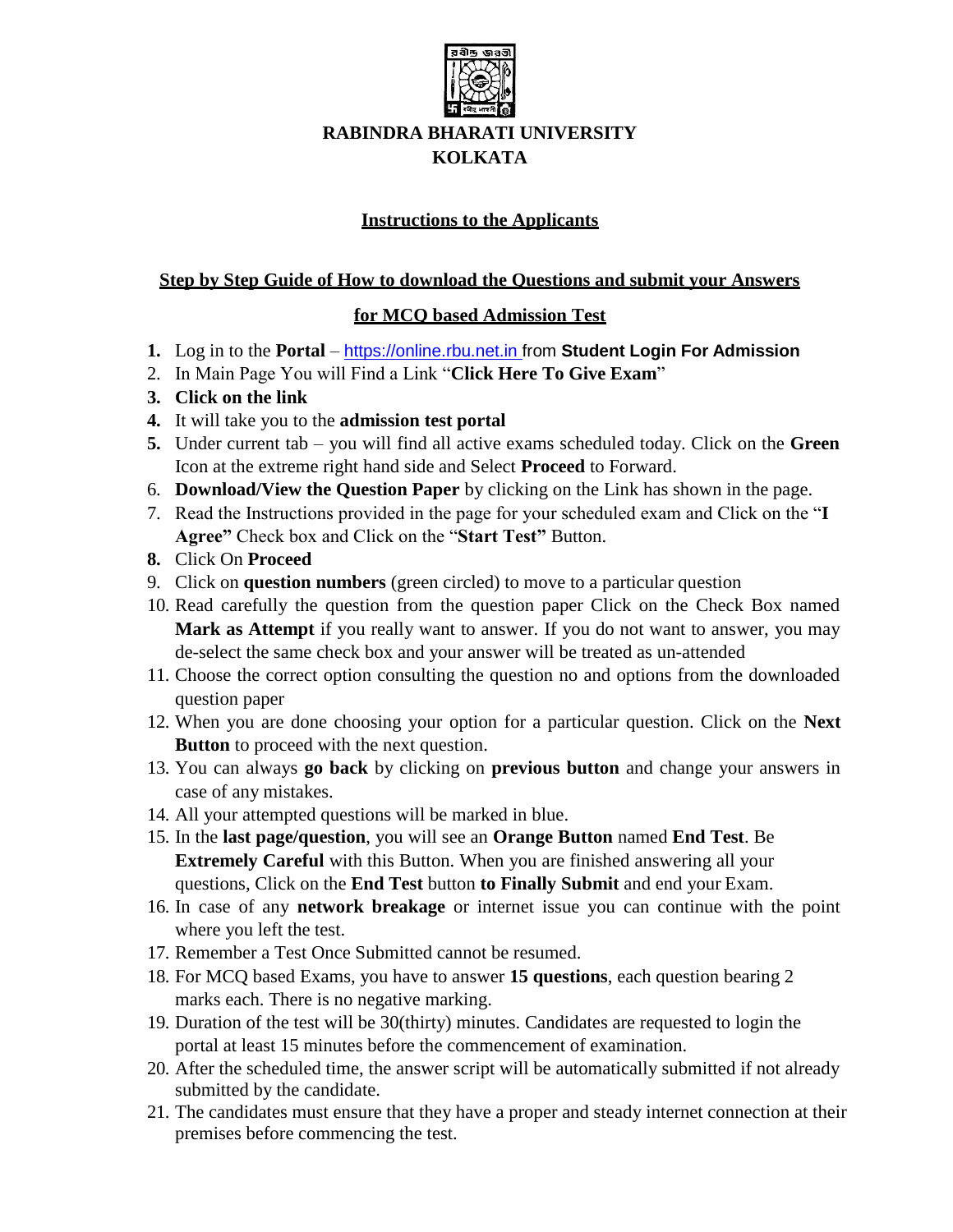# RABINDRA BHARATI UNIVERSITY
# KOLKATA

## Instructions to the Applicants

### Step by Step Guide of How to download the Questions and submit your Answers for MCQ based Admission Test

1. Log in to the **Portal** – https://online.rbu.net.in from **Student Login For Admission**
2. In Main Page You will Find a Link "**Click Here To Give Exam**"
3. **Click on the link**
4. It will take you to the **admission test portal**
5. Under current tab – you will find all active exams scheduled today. Click on the **Green** Icon at the extreme right hand side and Select **Proceed** to Forward.
6. **Download/View the Question Paper** by clicking on the Link has shown in the page.
7. Read the Instructions provided in the page for your scheduled exam and Click on the "**I Agree"** Check box and Click on the "**Start Test"** Button.
8. Click On **Proceed**
9. Click on **question numbers** (green circled) to move to a particular question
10. Read carefully the question from the question paper Click on the Check Box named **Mark as Attempt** if you really want to answer. If you do not want to answer, you may de-select the same check box and your answer will be treated as un-attended
11. Choose the correct option consulting the question no and options from the downloaded question paper
12. When you are done choosing your option for a particular question. Click on the **Next Button** to proceed with the next question.
13. You can always **go back** by clicking on **previous button** and change your answers in case of any mistakes.
14. All your attempted questions will be marked in blue.
15. In the **last page/question**, you will see an **Orange Button** named **End Test**. Be **Extremely Careful** with this Button. When you are finished answering all your questions, Click on the **End Test** button **to Finally Submit** and end your Exam.
16. In case of any **network breakage** or internet issue you can continue with the point where you left the test.
17. Remember a Test Once Submitted cannot be resumed.
18. For MCQ based Exams, you have to answer **15 questions**, each question bearing 2 marks each. There is no negative marking.
19. Duration of the test will be 30(thirty) minutes. Candidates are requested to login the portal at least 15 minutes before the commencement of examination.
20. After the scheduled time, the answer script will be automatically submitted if not already submitted by the candidate.
21. The candidates must ensure that they have a proper and steady internet connection at their premises before commencing the test.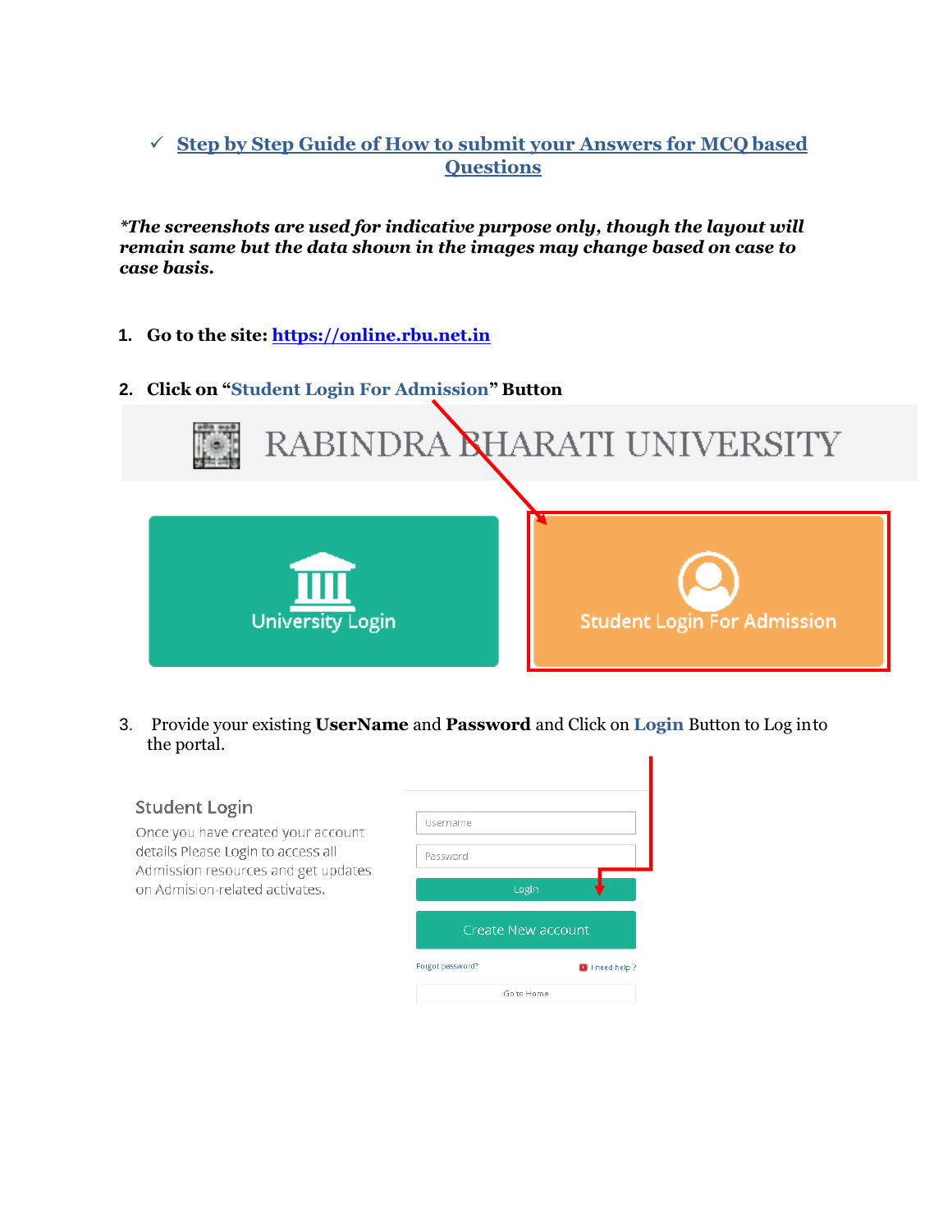## ✓ Step by Step Guide of How to submit your Answers for MCQ based Questions

***\*The screenshots are used for indicative purpose only, though the layout will remain same but the data shown in the images may change based on case to case basis.***

1. **Go to the site: [https://online.rbu.net.in](https://online.rbu.net.in)**

2. **Click on "Student Login For Admission" Button**

3. Provide your existing **UserName** and **Password** and Click on **Login** Button to Log into the portal.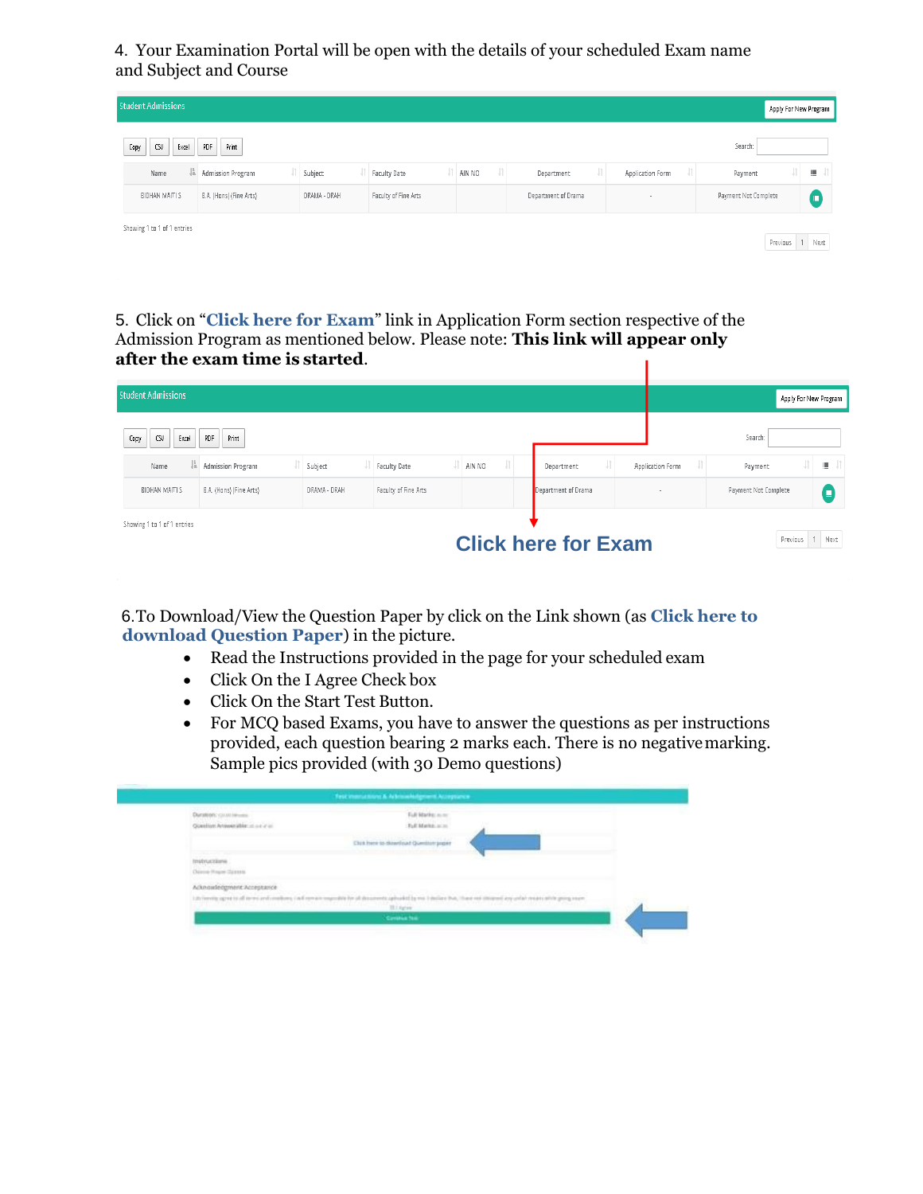4. Your Examination Portal will be open with the details of your scheduled Exam name and Subject and Course

Student Admissions

Apply For New Program

Copy | CSV | Excel | PDF | Print

Search:

| Name | Admission Program | Subject | Faculty Date | AIN NO | Department | Application Form | Payment | |
|---|---|---|---|---|---|---|---|---|
| BIDHAN MAITI S | B.A. (Hons) (Fine Arts) | DRAMA - DRAH | Faculty of Fine Arts | | Department of Drama | - | Payment Not Complete | |

Showing 1 to 1 of 1 entries

Previous 1 Next

5. Click on "**Click here for Exam**" link in Application Form section respective of the Admission Program as mentioned below. Please note: **This link will appear only after the exam time is started**.

Student Admissions

Apply For New Program

Copy | CSV | Excel | PDF | Print

Search:

| Name | Admission Program | Subject | Faculty Date | AIN NO | Department | Application Form | Payment | |
|---|---|---|---|---|---|---|---|---|
| BIDHAN MAITI S | B.A. (Hons) (Fine Arts) | DRAMA - DRAH | Faculty of Fine Arts | | Department of Drama | - | Payment Not Complete | |

Showing 1 to 1 of 1 entries

**Click here for Exam**

Previous 1 Next

6. To Download/View the Question Paper by click on the Link shown (as **Click here to download Question Paper**) in the picture.

- Read the Instructions provided in the page for your scheduled exam
- Click On the I Agree Check box
- Click On the Start Test Button.
- For MCQ based Exams, you have to answer the questions as per instructions provided, each question bearing 2 marks each. There is no negative marking. Sample pics provided (with 30 Demo questions)

Test Instructions & Acknowledgment Acceptance

Click here to download Question paper

Instructions

Acknowledgment Acceptance

I Agree

Continue Test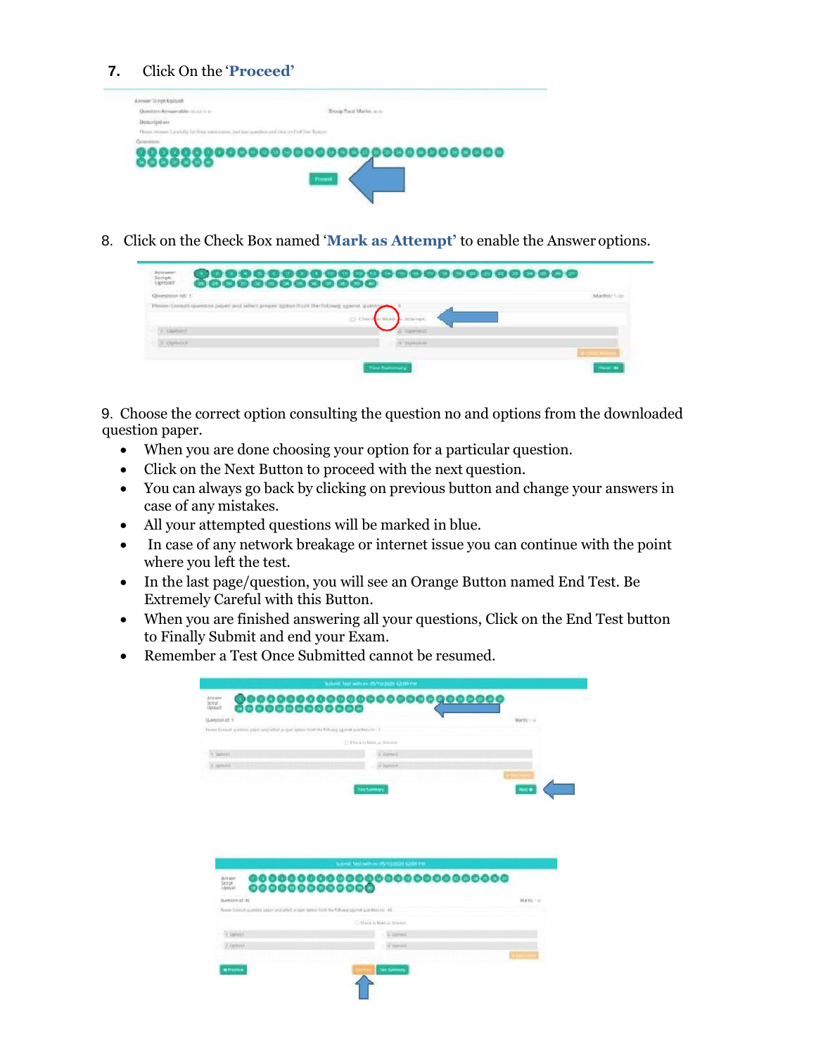7. Click On the '**Proceed**'

8. Click on the Check Box named '**Mark as Attempt**' to enable the Answer options.

9. Choose the correct option consulting the question no and options from the downloaded question paper.

- When you are done choosing your option for a particular question.
- Click on the Next Button to proceed with the next question.
- You can always go back by clicking on previous button and change your answers in case of any mistakes.
- All your attempted questions will be marked in blue.
- In case of any network breakage or internet issue you can continue with the point where you left the test.
- In the last page/question, you will see an Orange Button named End Test. Be Extremely Careful with this Button.
- When you are finished answering all your questions, Click on the End Test button to Finally Submit and end your Exam.
- Remember a Test Once Submitted cannot be resumed.